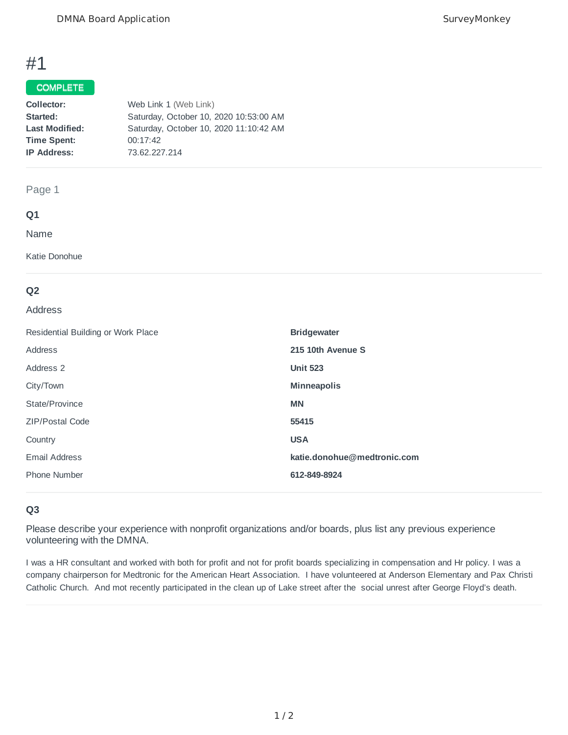# #1

**COMPLETE**

**Collector:** Web Link 1 (Web Link)
**Started:** Saturday, October 10, 2020 10:53:00 AM
**Last Modified:** Saturday, October 10, 2020 11:10:42 AM
**Time Spent:** 00:17:42
**IP Address:** 73.62.227.214

---

Page 1

## Q1

Name

Katie Donohue

---

## Q2

Address

| | |
|---|---|
| Residential Building or Work Place | **Bridgewater** |
| Address | **215 10th Avenue S** |
| Address 2 | **Unit 523** |
| City/Town | **Minneapolis** |
| State/Province | **MN** |
| ZIP/Postal Code | **55415** |
| Country | **USA** |
| Email Address | **katie.donohue@medtronic.com** |
| Phone Number | **612-849-8924** |

---

## Q3

Please describe your experience with nonprofit organizations and/or boards, plus list any previous experience volunteering with the DMNA.

I was a HR consultant and worked with both for profit and not for profit boards specializing in compensation and Hr policy. I was a company chairperson for Medtronic for the American Heart Association. I have volunteered at Anderson Elementary and Pax Christi Catholic Church. And mot recently participated in the clean up of Lake street after the social unrest after George Floyd's death.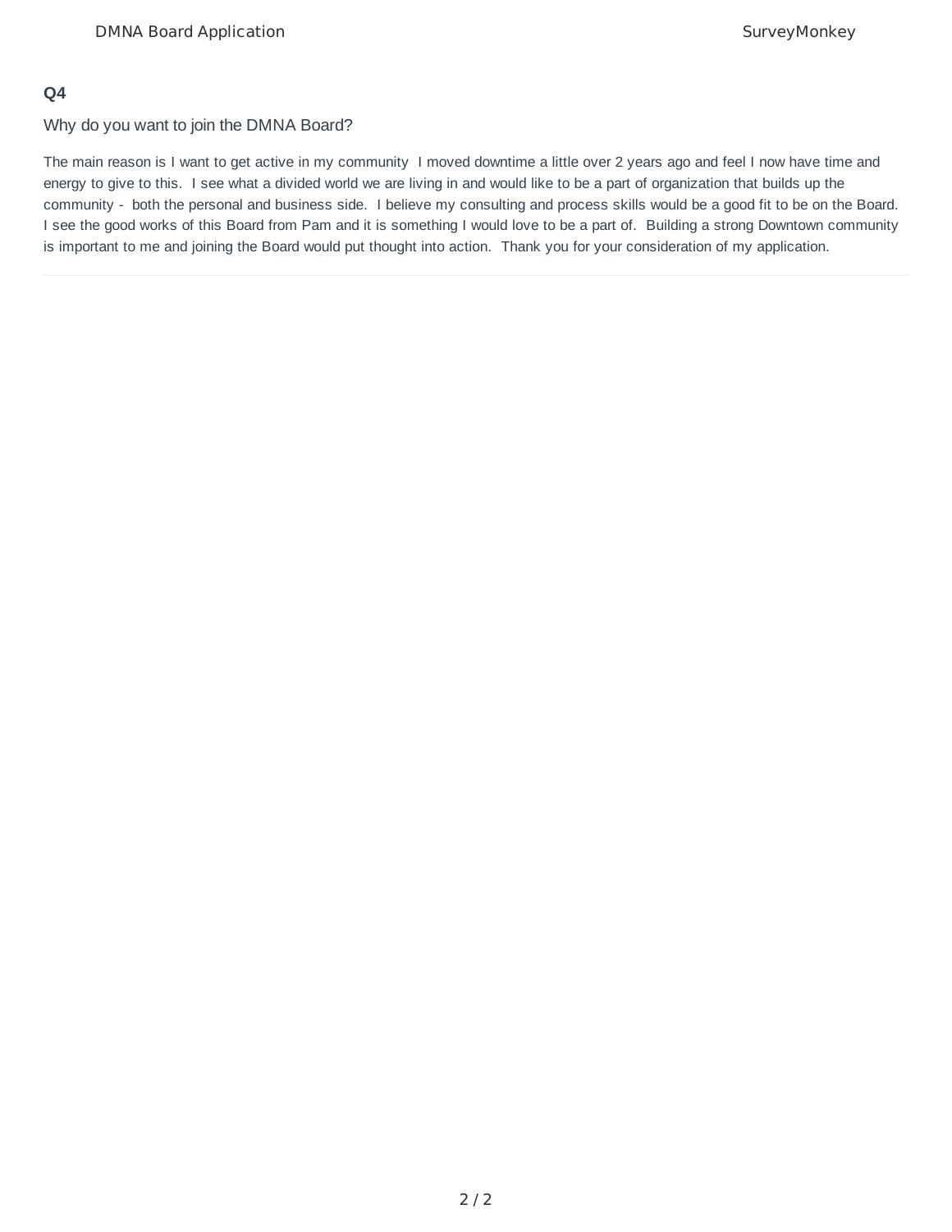**Q4**

Why do you want to join the DMNA Board?

The main reason is I want to get active in my community  I moved downtime a little over 2 years ago and feel I now have time and energy to give to this.  I see what a divided world we are living in and would like to be a part of organization that builds up the community -  both the personal and business side.  I believe my consulting and process skills would be a good fit to be on the Board.  I see the good works of this Board from Pam and it is something I would love to be a part of.  Building a strong Downtown community is important to me and joining the Board would put thought into action.  Thank you for your consideration of my application.